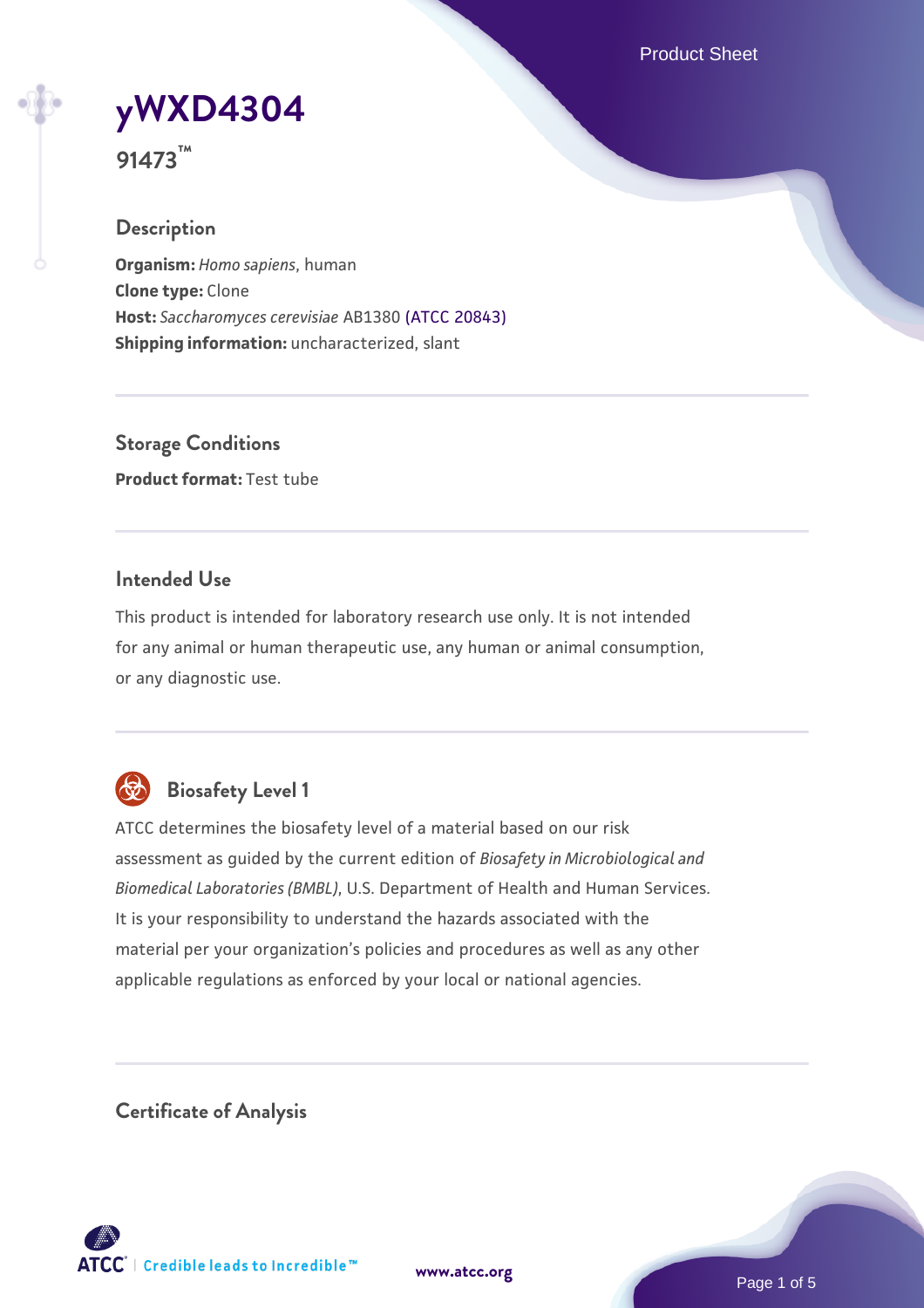# yWXD4304

**91473™**

## Description

**Organism:** *Homo sapiens*, human
**Clone type:** Clone
**Host:** *Saccharomyces cerevisiae* AB1380 (ATCC 20843)
**Shipping information:** uncharacterized, slant

## Storage Conditions

**Product format:** Test tube

## Intended Use

This product is intended for laboratory research use only. It is not intended for any animal or human therapeutic use, any human or animal consumption, or any diagnostic use.

## Biosafety Level 1

ATCC determines the biosafety level of a material based on our risk assessment as guided by the current edition of *Biosafety in Microbiological and Biomedical Laboratories (BMBL)*, U.S. Department of Health and Human Services. It is your responsibility to understand the hazards associated with the material per your organization's policies and procedures as well as any other applicable regulations as enforced by your local or national agencies.

## Certificate of Analysis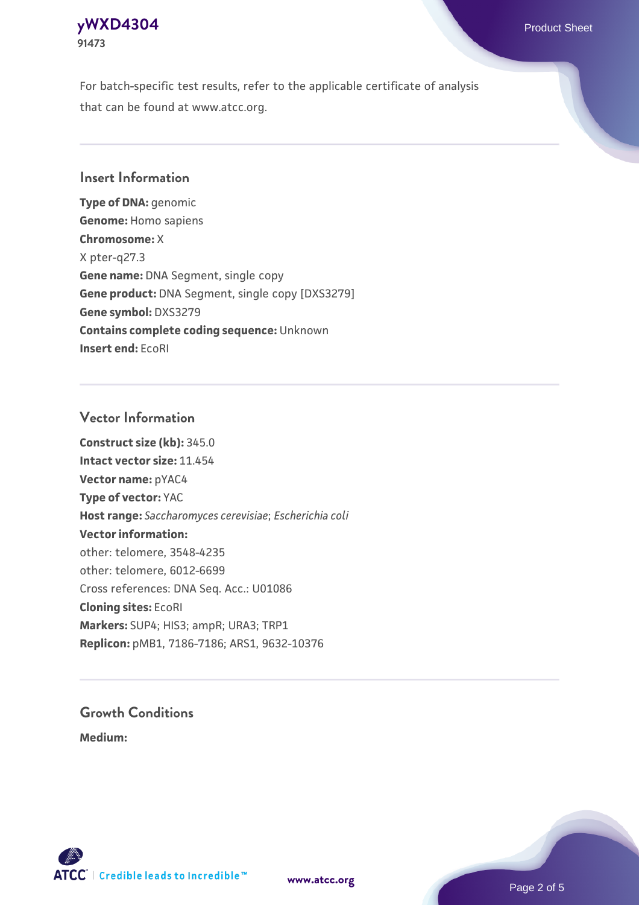For batch-specific test results, refer to the applicable certificate of analysis that can be found at www.atcc.org.

## Insert Information

**Type of DNA:** genomic
**Genome:** Homo sapiens
**Chromosome:** X
X pter-q27.3
**Gene name:** DNA Segment, single copy
**Gene product:** DNA Segment, single copy [DXS3279]
**Gene symbol:** DXS3279
**Contains complete coding sequence:** Unknown
**Insert end:** EcoRI

## Vector Information

**Construct size (kb):** 345.0
**Intact vector size:** 11.454
**Vector name:** pYAC4
**Type of vector:** YAC
**Host range:** *Saccharomyces cerevisiae*; *Escherichia coli*
**Vector information:**
other: telomere, 3548-4235
other: telomere, 6012-6699
Cross references: DNA Seq. Acc.: U01086
**Cloning sites:** EcoRI
**Markers:** SUP4; HIS3; ampR; URA3; TRP1
**Replicon:** pMB1, 7186-7186; ARS1, 9632-10376

## Growth Conditions

**Medium:**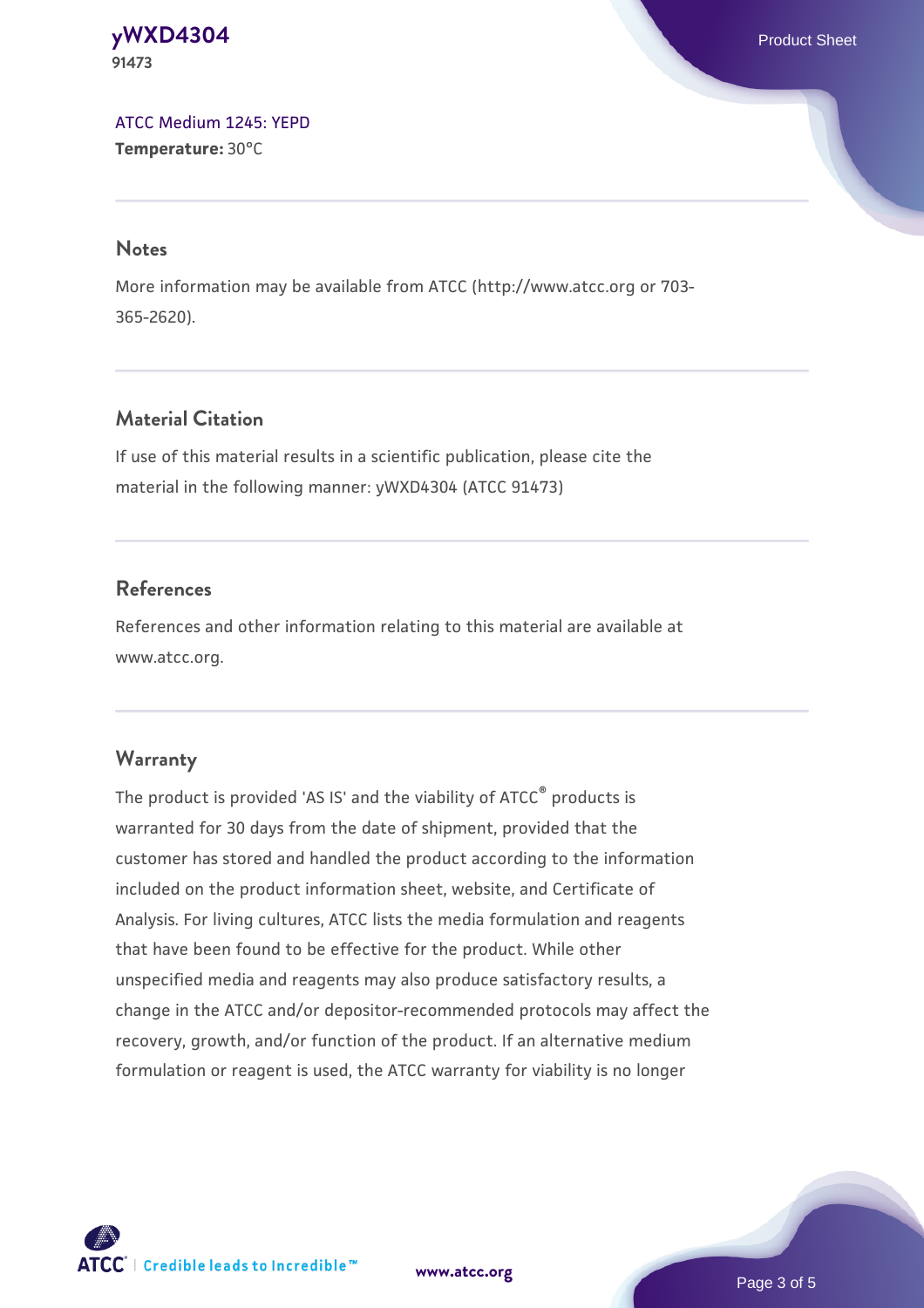ATCC Medium 1245: YEPD
**Temperature:** 30°C

## Notes

More information may be available from ATCC (http://www.atcc.org or 703-365-2620).

## Material Citation

If use of this material results in a scientific publication, please cite the material in the following manner: yWXD4304 (ATCC 91473)

## References

References and other information relating to this material are available at www.atcc.org.

## Warranty

The product is provided 'AS IS' and the viability of ATCC® products is warranted for 30 days from the date of shipment, provided that the customer has stored and handled the product according to the information included on the product information sheet, website, and Certificate of Analysis. For living cultures, ATCC lists the media formulation and reagents that have been found to be effective for the product. While other unspecified media and reagents may also produce satisfactory results, a change in the ATCC and/or depositor-recommended protocols may affect the recovery, growth, and/or function of the product. If an alternative medium formulation or reagent is used, the ATCC warranty for viability is no longer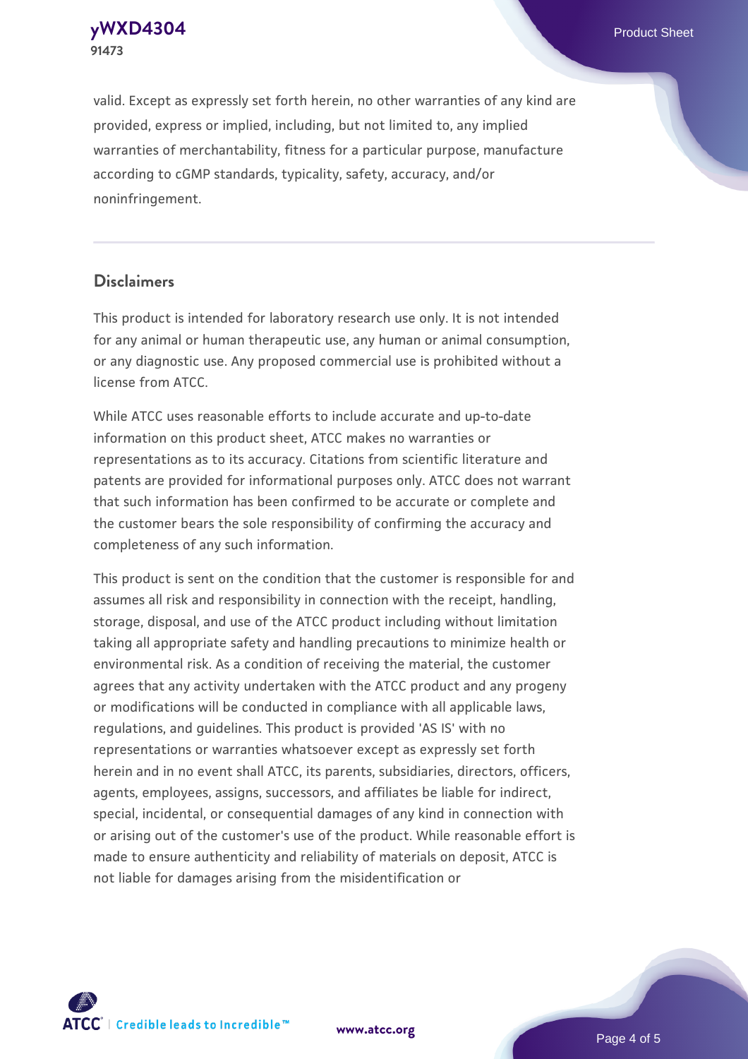valid. Except as expressly set forth herein, no other warranties of any kind are provided, express or implied, including, but not limited to, any implied warranties of merchantability, fitness for a particular purpose, manufacture according to cGMP standards, typicality, safety, accuracy, and/or noninfringement.

## Disclaimers

This product is intended for laboratory research use only. It is not intended for any animal or human therapeutic use, any human or animal consumption, or any diagnostic use. Any proposed commercial use is prohibited without a license from ATCC.

While ATCC uses reasonable efforts to include accurate and up-to-date information on this product sheet, ATCC makes no warranties or representations as to its accuracy. Citations from scientific literature and patents are provided for informational purposes only. ATCC does not warrant that such information has been confirmed to be accurate or complete and the customer bears the sole responsibility of confirming the accuracy and completeness of any such information.

This product is sent on the condition that the customer is responsible for and assumes all risk and responsibility in connection with the receipt, handling, storage, disposal, and use of the ATCC product including without limitation taking all appropriate safety and handling precautions to minimize health or environmental risk. As a condition of receiving the material, the customer agrees that any activity undertaken with the ATCC product and any progeny or modifications will be conducted in compliance with all applicable laws, regulations, and guidelines. This product is provided 'AS IS' with no representations or warranties whatsoever except as expressly set forth herein and in no event shall ATCC, its parents, subsidiaries, directors, officers, agents, employees, assigns, successors, and affiliates be liable for indirect, special, incidental, or consequential damages of any kind in connection with or arising out of the customer's use of the product. While reasonable effort is made to ensure authenticity and reliability of materials on deposit, ATCC is not liable for damages arising from the misidentification or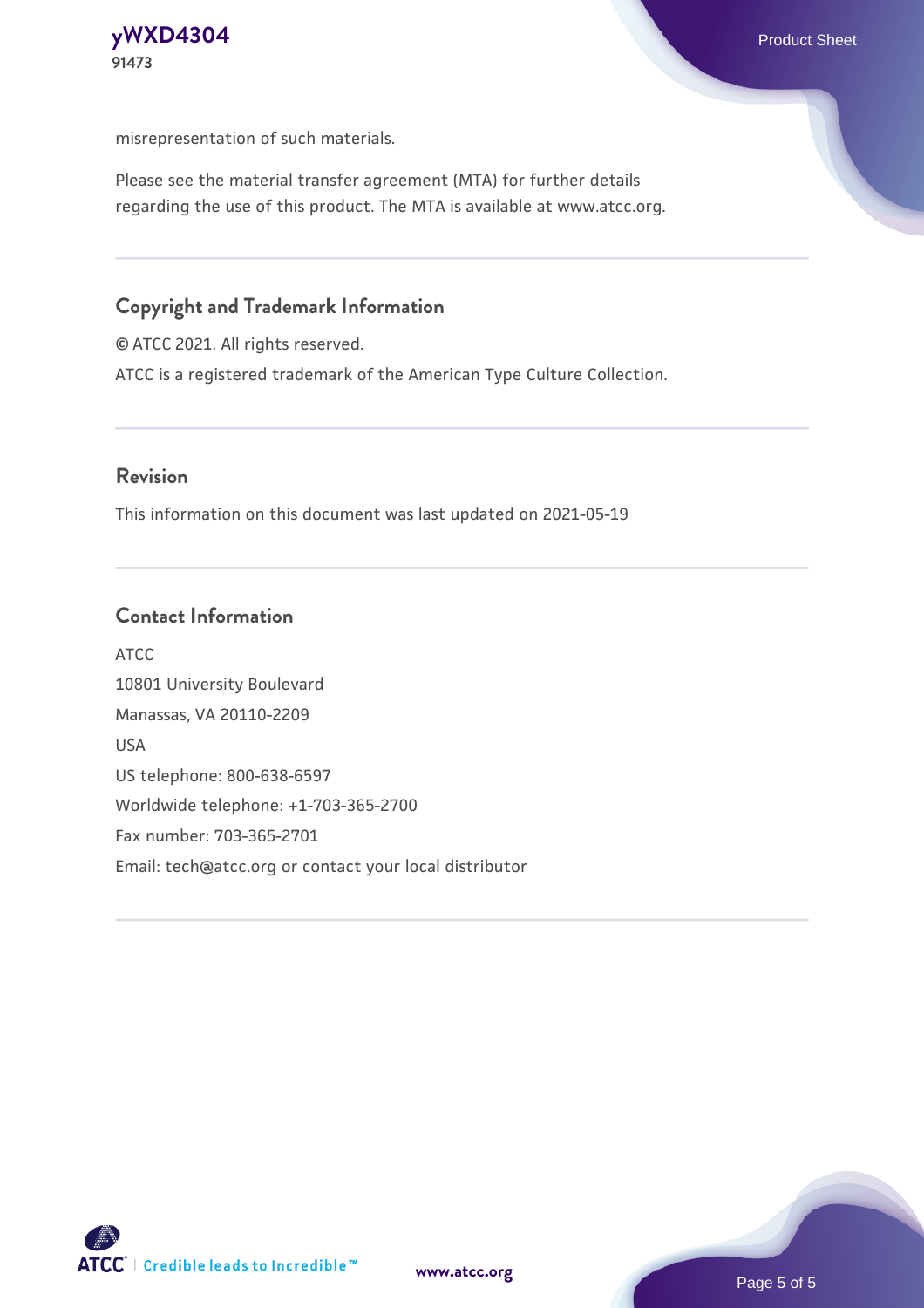misrepresentation of such materials.

Please see the material transfer agreement (MTA) for further details regarding the use of this product. The MTA is available at www.atcc.org.

## Copyright and Trademark Information

© ATCC 2021. All rights reserved.

ATCC is a registered trademark of the American Type Culture Collection.

## Revision

This information on this document was last updated on 2021-05-19

## Contact Information

ATCC
10801 University Boulevard
Manassas, VA 20110-2209
USA
US telephone: 800-638-6597
Worldwide telephone: +1-703-365-2700
Fax number: 703-365-2701
Email: tech@atcc.org or contact your local distributor